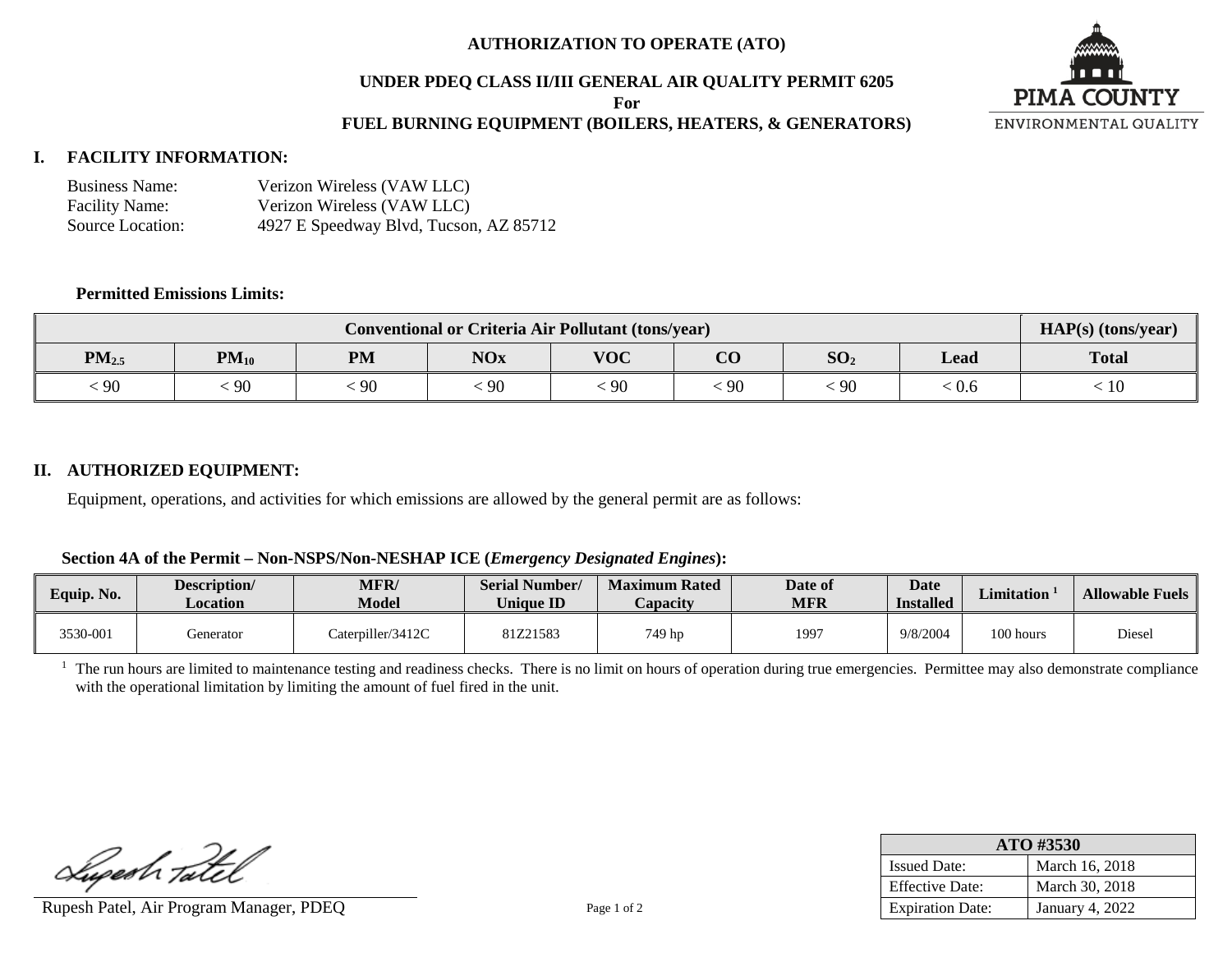# AUTHORIZATION TO OPERATE (ATO)

## UNDER PDEQ CLASS II/III GENERAL AIR QUALITY PERMIT 6205

**For**

## FUEL BURNING EQUIPMENT (BOILERS, HEATERS, & GENERATORS)

PIMA COUNTY
ENVIRONMENTAL QUALITY

## I. FACILITY INFORMATION:

Business Name: Verizon Wireless (VAW LLC)
Facility Name: Verizon Wireless (VAW LLC)
Source Location: 4927 E Speedway Blvd, Tucson, AZ 85712

**Permitted Emissions Limits:**

| Conventional or Criteria Air Pollutant (tons/year) | | | | | | | | HAP(s) (tons/year) |
|---|---|---|---|---|---|---|---|---|
| $PM_{2.5}$ | $PM_{10}$ | PM | NOx | VOC | CO | $SO_2$ | Lead | Total |
| < 90 | < 90 | < 90 | < 90 | < 90 | < 90 | < 90 | < 0.6 | < 10 |

## II. AUTHORIZED EQUIPMENT:

Equipment, operations, and activities for which emissions are allowed by the general permit are as follows:

**Section 4A of the Permit – Non-NSPS/Non-NESHAP ICE (*Emergency Designated Engines*):**

| Equip. No. | Description/ Location | MFR/ Model | Serial Number/ Unique ID | Maximum Rated Capacity | Date of MFR | Date Installed | Limitation [1] | Allowable Fuels |
|---|---|---|---|---|---|---|---|---|
| 3530-001 | Generator | Caterpiller/3412C | 81Z21583 | 749 hp | 1997 | 9/8/2004 | 100 hours | Diesel |

[1] The run hours are limited to maintenance testing and readiness checks. There is no limit on hours of operation during true emergencies. Permittee may also demonstrate compliance with the operational limitation by limiting the amount of fuel fired in the unit.

Rupesh Patel, Air Program Manager, PDEQ

| ATO #3530 | |
|---|---|
| Issued Date: | March 16, 2018 |
| Effective Date: | March 30, 2018 |
| Expiration Date: | January 4, 2022 |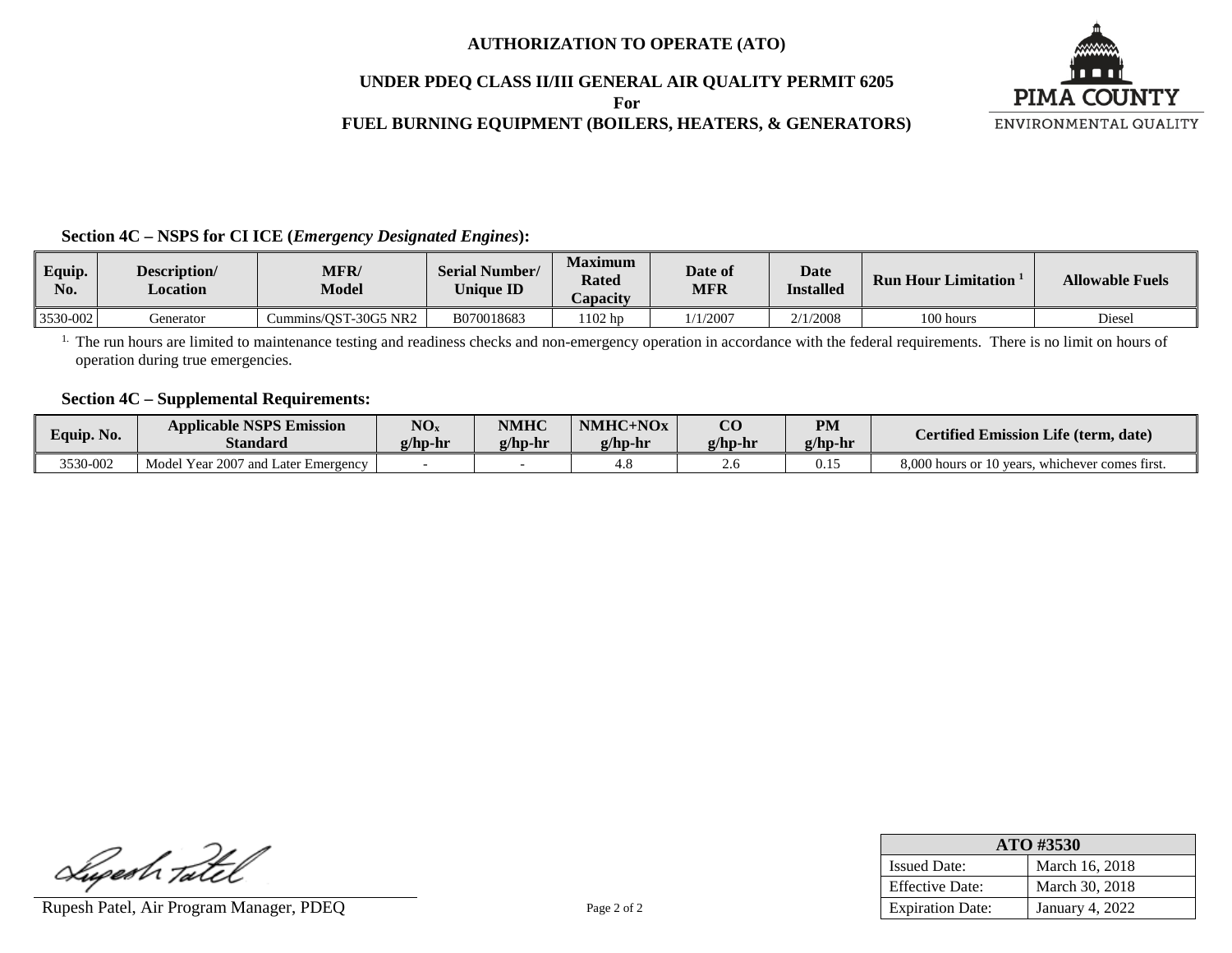**AUTHORIZATION TO OPERATE (ATO)**

**UNDER PDEQ CLASS II/III GENERAL AIR QUALITY PERMIT 6205**

**For**

**FUEL BURNING EQUIPMENT (BOILERS, HEATERS, & GENERATORS)**

PIMA COUNTY ENVIRONMENTAL QUALITY

### Section 4C – NSPS for CI ICE (*Emergency Designated Engines*):

| Equip. No. | Description/ Location | MFR/ Model | Serial Number/ Unique ID | Maximum Rated Capacity | Date of MFR | Date Installed | Run Hour Limitation [1] | Allowable Fuels |
|---|---|---|---|---|---|---|---|---|
| 3530-002 | Generator | Cummins/QST-30G5 NR2 | B070018683 | 1102 hp | 1/1/2007 | 2/1/2008 | 100 hours | Diesel |

[1] The run hours are limited to maintenance testing and readiness checks and non-emergency operation in accordance with the federal requirements. There is no limit on hours of operation during true emergencies.

### Section 4C – Supplemental Requirements:

| Equip. No. | Applicable NSPS Emission Standard | $NO_x$ g/hp-hr | NMHC g/hp-hr | NMHC+NOx g/hp-hr | CO g/hp-hr | PM g/hp-hr | Certified Emission Life (term, date) |
|---|---|---|---|---|---|---|---|
| 3530-002 | Model Year 2007 and Later Emergency | - | - | 4.8 | 2.6 | 0.15 | 8,000 hours or 10 years, whichever comes first. |

Rupesh Patel, Air Program Manager, PDEQ

| ATO #3530 | |
|---|---|
| Issued Date: | March 16, 2018 |
| Effective Date: | March 30, 2018 |
| Expiration Date: | January 4, 2022 |